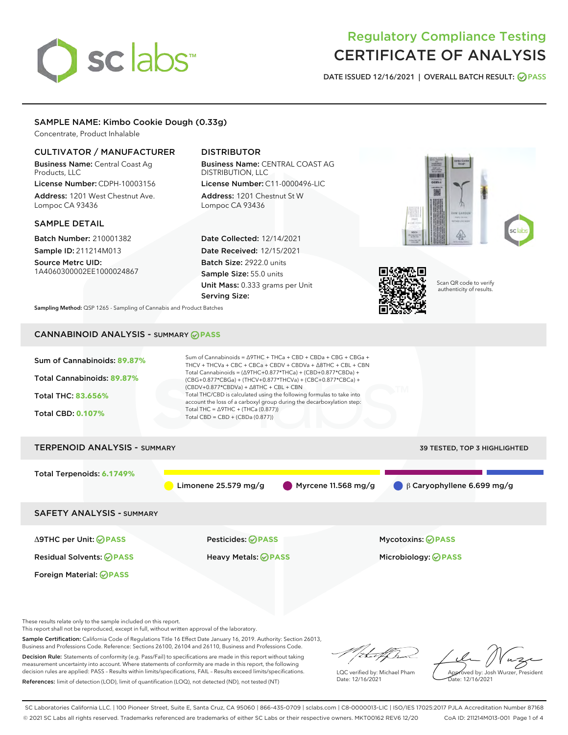# Regulatory Compliance Testing CERTIFICATE OF ANALYSIS

DATE ISSUED 12/16/2021 | OVERALL BATCH RESULT: PASS

## SAMPLE NAME: Kimbo Cookie Dough (0.33g)

Concentrate, Product Inhalable

### CULTIVATOR / MANUFACTURER

**Business Name:** Central Coast Ag Products, LLC

**License Number:** CDPH-10003156

**Address:** 1201 West Chestnut Ave. Lompoc CA 93436

### DISTRIBUTOR

**Business Name:** CENTRAL COAST AG DISTRIBUTION, LLC

**License Number:** C11-0000496-LIC

**Address:** 1201 Chestnut St W Lompoc CA 93436

### SAMPLE DETAIL

**Batch Number:** 210001382

**Sample ID:** 211214M013

**Source Metrc UID:** 1A4060300002EE1000024867

**Date Collected:** 12/14/2021

**Date Received:** 12/15/2021

**Batch Size:** 2922.0 units

**Sample Size:** 55.0 units

**Unit Mass:** 0.333 grams per Unit

**Serving Size:**

Scan QR code to verify authenticity of results.

**Sampling Method:** QSP 1265 - Sampling of Cannabis and Product Batches

## CANNABINOID ANALYSIS - SUMMARY PASS

**Sum of Cannabinoids:** 89.87%

**Total Cannabinoids:** 89.87%

**Total THC:** 83.656%

**Total CBD:** 0.107%

Sum of Cannabinoids = Δ9THC + THCa + CBD + CBDa + CBG + CBGa + THCV + THCVa + CBC + CBCa + CBDV + CBDVa + Δ8THC + CBL + CBN

Total Cannabinoids = (Δ9THC+0.877*THCa) + (CBD+0.877*CBDa) + (CBG+0.877*CBGa) + (THCV+0.877*THCVa) + (CBC+0.877*CBCa) + (CBDV+0.877*CBDVa) + Δ8THC + CBL + CBN

Total THC/CBD is calculated using the following formulas to take into account the loss of a carboxyl group during the decarboxylation step:

Total THC = Δ9THC + (THCa (0.877))

Total CBD = CBD + (CBDa (0.877))

## TERPENOID ANALYSIS - SUMMARY

39 TESTED, TOP 3 HIGHLIGHTED

**Total Terpenoids:** 6.1749%

Limonene 25.579 mg/g | Myrcene 11.568 mg/g | β Caryophyllene 6.699 mg/g

## SAFETY ANALYSIS - SUMMARY

| | | |
|---|---|---|
| Δ9THC per Unit: PASS | Pesticides: PASS | Mycotoxins: PASS |
| Residual Solvents: PASS | Heavy Metals: PASS | Microbiology: PASS |
| Foreign Material: PASS | | |

These results relate only to the sample included on this report.
This report shall not be reproduced, except in full, without written approval of the laboratory.

**Sample Certification:** California Code of Regulations Title 16 Effect Date January 16, 2019. Authority: Section 26013, Business and Professions Code. Reference: Sections 26100, 26104 and 26110, Business and Professions Code.

**Decision Rule:** Statements of conformity (e.g. Pass/Fail) to specifications are made in this report without taking measurement uncertainty into account. Where statements of conformity are made in this report, the following decision rules are applied: PASS – Results within limits/specifications, FAIL – Results exceed limits/specifications.

**References:** limit of detection (LOD), limit of quantification (LOQ), not detected (ND), not tested (NT)

LQC verified by: Michael Pham
Date: 12/16/2021

Approved by: Josh Wurzer, President
Date: 12/16/2021

SC Laboratories California LLC. | 100 Pioneer Street, Suite E, Santa Cruz, CA 95060 | 866-435-0709 | sclabs.com | C8-0000013-LIC | ISO/IES 17025:2017 PJLA Accreditation Number 87168
© 2021 SC Labs all rights reserved. Trademarks referenced are trademarks of either SC Labs or their respective owners. MKT00162 REV6 12/20 CoA ID: 211214M013-001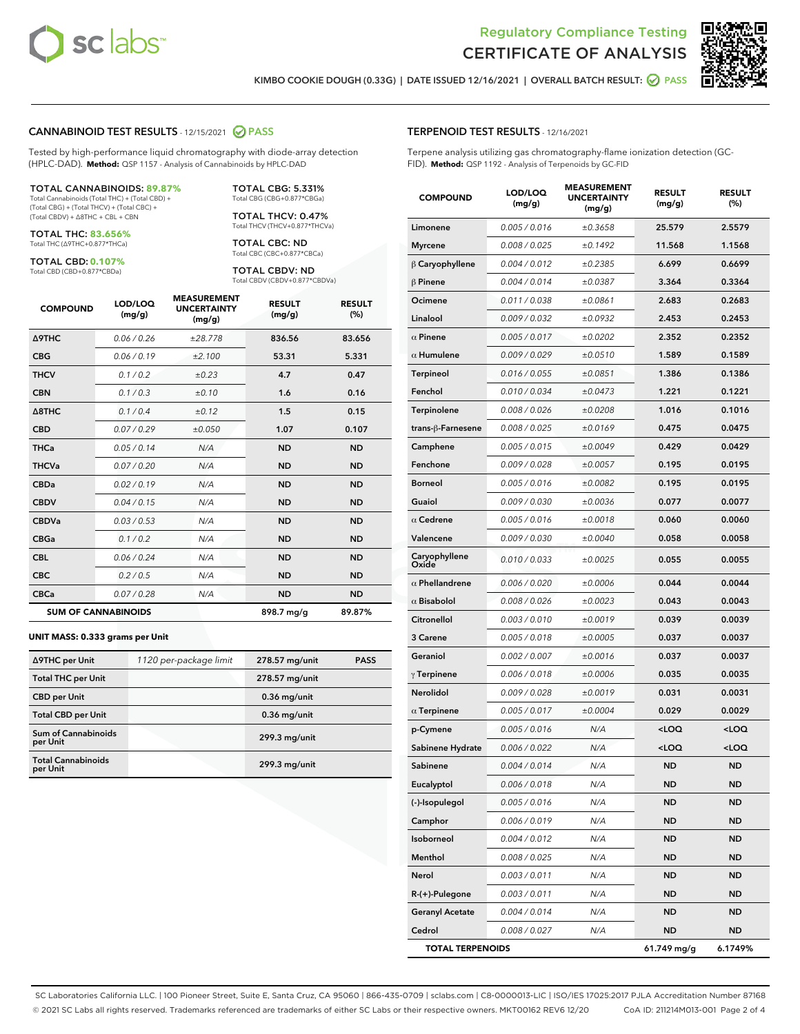# Regulatory Compliance Testing
# CERTIFICATE OF ANALYSIS

KIMBO COOKIE DOUGH (0.33G) | DATE ISSUED 12/16/2021 | OVERALL BATCH RESULT: PASS

## CANNABINOID TEST RESULTS - 12/15/2021 PASS

Tested by high-performance liquid chromatography with diode-array detection (HPLC-DAD). **Method:** QSP 1157 - Analysis of Cannabinoids by HPLC-DAD

**TOTAL CANNABINOIDS: 89.87%**
Total Cannabinoids (Total THC) + (Total CBD) + (Total CBG) + (Total THCV) + (Total CBC) + (Total CBDV) + Δ8THC + CBL + CBN

**TOTAL THC: 83.656%**
Total THC (Δ9THC+0.877*THCa)

**TOTAL CBD: 0.107%**
Total CBD (CBD+0.877*CBDa)

**TOTAL CBG: 5.331%**
Total CBG (CBG+0.877*CBGa)

**TOTAL THCV: 0.47%**
Total THCV (THCV+0.877*THCVa)

**TOTAL CBC: ND**
Total CBC (CBC+0.877*CBCa)

**TOTAL CBDV: ND**
Total CBDV (CBDV+0.877*CBDVa)

| COMPOUND | LOD/LOQ (mg/g) | MEASUREMENT UNCERTAINTY (mg/g) | RESULT (mg/g) | RESULT (%) |
|---|---|---|---|---|
| Δ9THC | 0.06 / 0.26 | ±28.778 | 836.56 | 83.656 |
| CBG | 0.06 / 0.19 | ±2.100 | 53.31 | 5.331 |
| THCV | 0.1 / 0.2 | ±0.23 | 4.7 | 0.47 |
| CBN | 0.1 / 0.3 | ±0.10 | 1.6 | 0.16 |
| Δ8THC | 0.1 / 0.4 | ±0.12 | 1.5 | 0.15 |
| CBD | 0.07 / 0.29 | ±0.050 | 1.07 | 0.107 |
| THCa | 0.05 / 0.14 | N/A | ND | ND |
| THCVa | 0.07 / 0.20 | N/A | ND | ND |
| CBDa | 0.02 / 0.19 | N/A | ND | ND |
| CBDV | 0.04 / 0.15 | N/A | ND | ND |
| CBDVa | 0.03 / 0.53 | N/A | ND | ND |
| CBGa | 0.1 / 0.2 | N/A | ND | ND |
| CBL | 0.06 / 0.24 | N/A | ND | ND |
| CBC | 0.2 / 0.5 | N/A | ND | ND |
| CBCa | 0.07 / 0.28 | N/A | ND | ND |
| **SUM OF CANNABINOIDS** | | | 898.7 mg/g | 89.87% |

**UNIT MASS: 0.333 grams per Unit**

| | | | |
|---|---|---|---|
| Δ9THC per Unit | 1120 per-package limit | 278.57 mg/unit | PASS |
| Total THC per Unit | | 278.57 mg/unit | |
| CBD per Unit | | 0.36 mg/unit | |
| Total CBD per Unit | | 0.36 mg/unit | |
| Sum of Cannabinoids per Unit | | 299.3 mg/unit | |
| Total Cannabinoids per Unit | | 299.3 mg/unit | |

## TERPENOID TEST RESULTS - 12/16/2021

Terpene analysis utilizing gas chromatography-flame ionization detection (GC-FID). **Method:** QSP 1192 - Analysis of Terpenoids by GC-FID

| COMPOUND | LOD/LOQ (mg/g) | MEASUREMENT UNCERTAINTY (mg/g) | RESULT (mg/g) | RESULT (%) |
|---|---|---|---|---|
| Limonene | 0.005 / 0.016 | ±0.3658 | 25.579 | 2.5579 |
| Myrcene | 0.008 / 0.025 | ±0.1492 | 11.568 | 1.1568 |
| β Caryophyllene | 0.004 / 0.012 | ±0.2385 | 6.699 | 0.6699 |
| β Pinene | 0.004 / 0.014 | ±0.0387 | 3.364 | 0.3364 |
| Ocimene | 0.011 / 0.038 | ±0.0861 | 2.683 | 0.2683 |
| Linalool | 0.009 / 0.032 | ±0.0932 | 2.453 | 0.2453 |
| α Pinene | 0.005 / 0.017 | ±0.0202 | 2.352 | 0.2352 |
| α Humulene | 0.009 / 0.029 | ±0.0510 | 1.589 | 0.1589 |
| Terpineol | 0.016 / 0.055 | ±0.0851 | 1.386 | 0.1386 |
| Fenchol | 0.010 / 0.034 | ±0.0473 | 1.221 | 0.1221 |
| Terpinolene | 0.008 / 0.026 | ±0.0208 | 1.016 | 0.1016 |
| trans-β-Farnesene | 0.008 / 0.025 | ±0.0169 | 0.475 | 0.0475 |
| Camphene | 0.005 / 0.015 | ±0.0049 | 0.429 | 0.0429 |
| Fenchone | 0.009 / 0.028 | ±0.0057 | 0.195 | 0.0195 |
| Borneol | 0.005 / 0.016 | ±0.0082 | 0.195 | 0.0195 |
| Guaiol | 0.009 / 0.030 | ±0.0036 | 0.077 | 0.0077 |
| α Cedrene | 0.005 / 0.016 | ±0.0018 | 0.060 | 0.0060 |
| Valencene | 0.009 / 0.030 | ±0.0040 | 0.058 | 0.0058 |
| Caryophyllene Oxide | 0.010 / 0.033 | ±0.0025 | 0.055 | 0.0055 |
| α Phellandrene | 0.006 / 0.020 | ±0.0006 | 0.044 | 0.0044 |
| α Bisabolol | 0.008 / 0.026 | ±0.0023 | 0.043 | 0.0043 |
| Citronellol | 0.003 / 0.010 | ±0.0019 | 0.039 | 0.0039 |
| 3 Carene | 0.005 / 0.018 | ±0.0005 | 0.037 | 0.0037 |
| Geraniol | 0.002 / 0.007 | ±0.0016 | 0.037 | 0.0037 |
| γ Terpinene | 0.006 / 0.018 | ±0.0006 | 0.035 | 0.0035 |
| Nerolidol | 0.009 / 0.028 | ±0.0019 | 0.031 | 0.0031 |
| α Terpinene | 0.005 / 0.017 | ±0.0004 | 0.029 | 0.0029 |
| p-Cymene | 0.005 / 0.016 | N/A | <LOQ | <LOQ |
| Sabinene Hydrate | 0.006 / 0.022 | N/A | <LOQ | <LOQ |
| Sabinene | 0.004 / 0.014 | N/A | ND | ND |
| Eucalyptol | 0.006 / 0.018 | N/A | ND | ND |
| (-)-Isopulegol | 0.005 / 0.016 | N/A | ND | ND |
| Camphor | 0.006 / 0.019 | N/A | ND | ND |
| Isoborneol | 0.004 / 0.012 | N/A | ND | ND |
| Menthol | 0.008 / 0.025 | N/A | ND | ND |
| Nerol | 0.003 / 0.011 | N/A | ND | ND |
| R-(+)-Pulegone | 0.003 / 0.011 | N/A | ND | ND |
| Geranyl Acetate | 0.004 / 0.014 | N/A | ND | ND |
| Cedrol | 0.008 / 0.027 | N/A | ND | ND |
| **TOTAL TERPENOIDS** | | | 61.749 mg/g | 6.1749% |

SC Laboratories California LLC. | 100 Pioneer Street, Suite E, Santa Cruz, CA 95060 | 866-435-0709 | sclabs.com | C8-0000013-LIC | ISO/IES 17025:2017 PJLA Accreditation Number 87168
© 2021 SC Labs all rights reserved. Trademarks referenced are trademarks of either SC Labs or their respective owners. MKT00162 REV6 12/20 CoA ID: 211214M013-001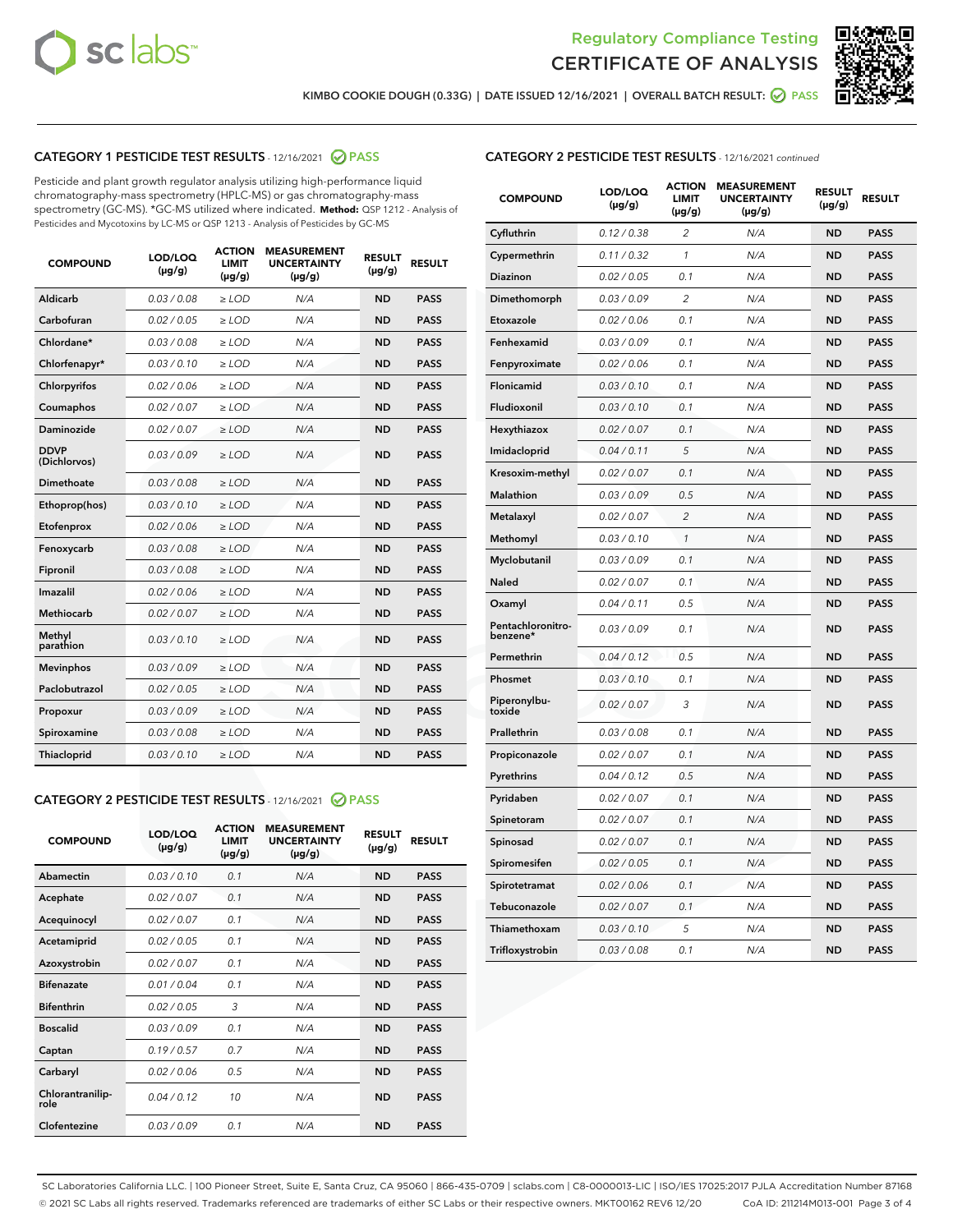KIMBO COOKIE DOUGH (0.33G) | DATE ISSUED 12/16/2021 | OVERALL BATCH RESULT: PASS

## CATEGORY 1 PESTICIDE TEST RESULTS - 12/16/2021 PASS

Pesticide and plant growth regulator analysis utilizing high-performance liquid chromatography-mass spectrometry (HPLC-MS) or gas chromatography-mass spectrometry (GC-MS). *GC-MS utilized where indicated. **Method:** QSP 1212 - Analysis of Pesticides and Mycotoxins by LC-MS or QSP 1213 - Analysis of Pesticides by GC-MS

| COMPOUND | LOD/LOQ (µg/g) | ACTION LIMIT (µg/g) | MEASUREMENT UNCERTAINTY (µg/g) | RESULT (µg/g) | RESULT |
|---|---|---|---|---|---|
| Aldicarb | 0.03 / 0.08 | ≥ LOD | N/A | ND | PASS |
| Carbofuran | 0.02 / 0.05 | ≥ LOD | N/A | ND | PASS |
| Chlordane* | 0.03 / 0.08 | ≥ LOD | N/A | ND | PASS |
| Chlorfenapyr* | 0.03 / 0.10 | ≥ LOD | N/A | ND | PASS |
| Chlorpyrifos | 0.02 / 0.06 | ≥ LOD | N/A | ND | PASS |
| Coumaphos | 0.02 / 0.07 | ≥ LOD | N/A | ND | PASS |
| Daminozide | 0.02 / 0.07 | ≥ LOD | N/A | ND | PASS |
| DDVP (Dichlorvos) | 0.03 / 0.09 | ≥ LOD | N/A | ND | PASS |
| Dimethoate | 0.03 / 0.08 | ≥ LOD | N/A | ND | PASS |
| Ethoprop(hos) | 0.03 / 0.10 | ≥ LOD | N/A | ND | PASS |
| Etofenprox | 0.02 / 0.06 | ≥ LOD | N/A | ND | PASS |
| Fenoxycarb | 0.03 / 0.08 | ≥ LOD | N/A | ND | PASS |
| Fipronil | 0.03 / 0.08 | ≥ LOD | N/A | ND | PASS |
| Imazalil | 0.02 / 0.06 | ≥ LOD | N/A | ND | PASS |
| Methiocarb | 0.02 / 0.07 | ≥ LOD | N/A | ND | PASS |
| Methyl parathion | 0.03 / 0.10 | ≥ LOD | N/A | ND | PASS |
| Mevinphos | 0.03 / 0.09 | ≥ LOD | N/A | ND | PASS |
| Paclobutrazol | 0.02 / 0.05 | ≥ LOD | N/A | ND | PASS |
| Propoxur | 0.03 / 0.09 | ≥ LOD | N/A | ND | PASS |
| Spiroxamine | 0.03 / 0.08 | ≥ LOD | N/A | ND | PASS |
| Thiacloprid | 0.03 / 0.10 | ≥ LOD | N/A | ND | PASS |

## CATEGORY 2 PESTICIDE TEST RESULTS - 12/16/2021 PASS

| COMPOUND | LOD/LOQ (µg/g) | ACTION LIMIT (µg/g) | MEASUREMENT UNCERTAINTY (µg/g) | RESULT (µg/g) | RESULT |
|---|---|---|---|---|---|
| Abamectin | 0.03 / 0.10 | 0.1 | N/A | ND | PASS |
| Acephate | 0.02 / 0.07 | 0.1 | N/A | ND | PASS |
| Acequinocyl | 0.02 / 0.07 | 0.1 | N/A | ND | PASS |
| Acetamiprid | 0.02 / 0.05 | 0.1 | N/A | ND | PASS |
| Azoxystrobin | 0.02 / 0.07 | 0.1 | N/A | ND | PASS |
| Bifenazate | 0.01 / 0.04 | 0.1 | N/A | ND | PASS |
| Bifenthrin | 0.02 / 0.05 | 3 | N/A | ND | PASS |
| Boscalid | 0.03 / 0.09 | 0.1 | N/A | ND | PASS |
| Captan | 0.19 / 0.57 | 0.7 | N/A | ND | PASS |
| Carbaryl | 0.02 / 0.06 | 0.5 | N/A | ND | PASS |
| Chlorantraniliprole | 0.04 / 0.12 | 10 | N/A | ND | PASS |
| Clofentezine | 0.03 / 0.09 | 0.1 | N/A | ND | PASS |
| Cyfluthrin | 0.12 / 0.38 | 2 | N/A | ND | PASS |
| Cypermethrin | 0.11 / 0.32 | 1 | N/A | ND | PASS |
| Diazinon | 0.02 / 0.05 | 0.1 | N/A | ND | PASS |
| Dimethomorph | 0.03 / 0.09 | 2 | N/A | ND | PASS |
| Etoxazole | 0.02 / 0.06 | 0.1 | N/A | ND | PASS |
| Fenhexamid | 0.03 / 0.09 | 0.1 | N/A | ND | PASS |
| Fenpyroximate | 0.02 / 0.06 | 0.1 | N/A | ND | PASS |
| Flonicamid | 0.03 / 0.10 | 0.1 | N/A | ND | PASS |
| Fludioxonil | 0.03 / 0.10 | 0.1 | N/A | ND | PASS |
| Hexythiazox | 0.02 / 0.07 | 0.1 | N/A | ND | PASS |
| Imidacloprid | 0.04 / 0.11 | 5 | N/A | ND | PASS |
| Kresoxim-methyl | 0.02 / 0.07 | 0.1 | N/A | ND | PASS |
| Malathion | 0.03 / 0.09 | 0.5 | N/A | ND | PASS |
| Metalaxyl | 0.02 / 0.07 | 2 | N/A | ND | PASS |
| Methomyl | 0.03 / 0.10 | 1 | N/A | ND | PASS |
| Myclobutanil | 0.03 / 0.09 | 0.1 | N/A | ND | PASS |
| Naled | 0.02 / 0.07 | 0.1 | N/A | ND | PASS |
| Oxamyl | 0.04 / 0.11 | 0.5 | N/A | ND | PASS |
| Pentachloronitrobenzene* | 0.03 / 0.09 | 0.1 | N/A | ND | PASS |
| Permethrin | 0.04 / 0.12 | 0.5 | N/A | ND | PASS |
| Phosmet | 0.03 / 0.10 | 0.1 | N/A | ND | PASS |
| Piperonylbutoxide | 0.02 / 0.07 | 3 | N/A | ND | PASS |
| Prallethrin | 0.03 / 0.08 | 0.1 | N/A | ND | PASS |
| Propiconazole | 0.02 / 0.07 | 0.1 | N/A | ND | PASS |
| Pyrethrins | 0.04 / 0.12 | 0.5 | N/A | ND | PASS |
| Pyridaben | 0.02 / 0.07 | 0.1 | N/A | ND | PASS |
| Spinetoram | 0.02 / 0.07 | 0.1 | N/A | ND | PASS |
| Spinosad | 0.02 / 0.07 | 0.1 | N/A | ND | PASS |
| Spiromesifen | 0.02 / 0.05 | 0.1 | N/A | ND | PASS |
| Spirotetramat | 0.02 / 0.06 | 0.1 | N/A | ND | PASS |
| Tebuconazole | 0.02 / 0.07 | 0.1 | N/A | ND | PASS |
| Thiamethoxam | 0.03 / 0.10 | 5 | N/A | ND | PASS |
| Trifloxystrobin | 0.03 / 0.08 | 0.1 | N/A | ND | PASS |

SC Laboratories California LLC. | 100 Pioneer Street, Suite E, Santa Cruz, CA 95060 | 866-435-0709 | sclabs.com | C8-0000013-LIC | ISO/IES 17025:2017 PJLA Accreditation Number 87168
© 2021 SC Labs all rights reserved. Trademarks referenced are trademarks of either SC Labs or their respective owners. MKT00162 REV6 12/20 CoA ID: 211214M013-001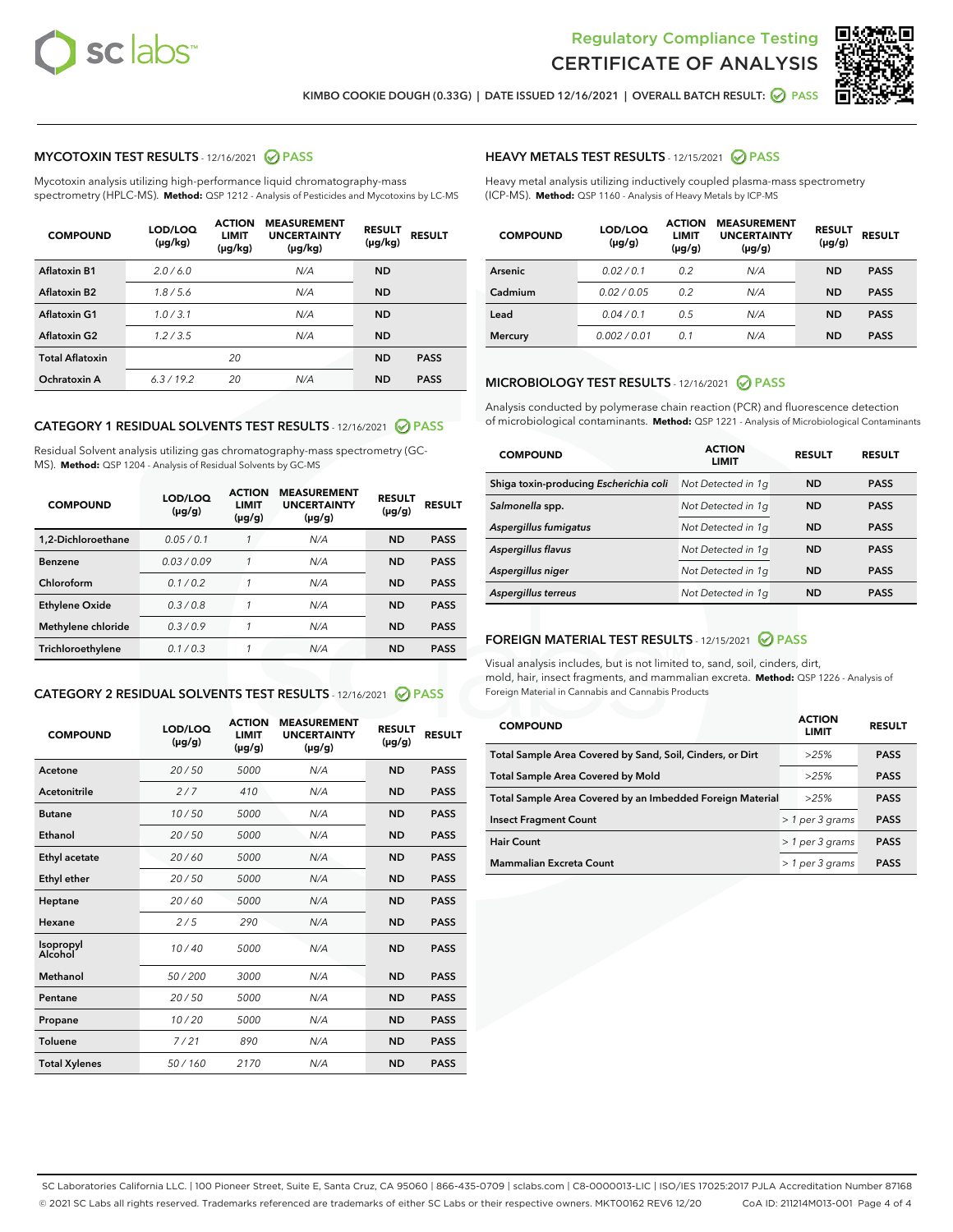Regulatory Compliance Testing
CERTIFICATE OF ANALYSIS

KIMBO COOKIE DOUGH (0.33G) | DATE ISSUED 12/16/2021 | OVERALL BATCH RESULT: PASS

## MYCOTOXIN TEST RESULTS - 12/16/2021 PASS

Mycotoxin analysis utilizing high-performance liquid chromatography-mass spectrometry (HPLC-MS). **Method:** QSP 1212 - Analysis of Pesticides and Mycotoxins by LC-MS

| COMPOUND | LOD/LOQ (µg/kg) | ACTION LIMIT (µg/kg) | MEASUREMENT UNCERTAINTY (µg/kg) | RESULT (µg/kg) | RESULT |
|---|---|---|---|---|---|
| Aflatoxin B1 | 2.0 / 6.0 | | N/A | ND | |
| Aflatoxin B2 | 1.8 / 5.6 | | N/A | ND | |
| Aflatoxin G1 | 1.0 / 3.1 | | N/A | ND | |
| Aflatoxin G2 | 1.2 / 3.5 | | N/A | ND | |
| Total Aflatoxin | | 20 | | ND | PASS |
| Ochratoxin A | 6.3 / 19.2 | 20 | N/A | ND | PASS |

## CATEGORY 1 RESIDUAL SOLVENTS TEST RESULTS - 12/16/2021 PASS

Residual Solvent analysis utilizing gas chromatography-mass spectrometry (GC-MS). **Method:** QSP 1204 - Analysis of Residual Solvents by GC-MS

| COMPOUND | LOD/LOQ (µg/g) | ACTION LIMIT (µg/g) | MEASUREMENT UNCERTAINTY (µg/g) | RESULT (µg/g) | RESULT |
|---|---|---|---|---|---|
| 1,2-Dichloroethane | 0.05 / 0.1 | 1 | N/A | ND | PASS |
| Benzene | 0.03 / 0.09 | 1 | N/A | ND | PASS |
| Chloroform | 0.1 / 0.2 | 1 | N/A | ND | PASS |
| Ethylene Oxide | 0.3 / 0.8 | 1 | N/A | ND | PASS |
| Methylene chloride | 0.3 / 0.9 | 1 | N/A | ND | PASS |
| Trichloroethylene | 0.1 / 0.3 | 1 | N/A | ND | PASS |

## CATEGORY 2 RESIDUAL SOLVENTS TEST RESULTS - 12/16/2021 PASS

| COMPOUND | LOD/LOQ (µg/g) | ACTION LIMIT (µg/g) | MEASUREMENT UNCERTAINTY (µg/g) | RESULT (µg/g) | RESULT |
|---|---|---|---|---|---|
| Acetone | 20 / 50 | 5000 | N/A | ND | PASS |
| Acetonitrile | 2 / 7 | 410 | N/A | ND | PASS |
| Butane | 10 / 50 | 5000 | N/A | ND | PASS |
| Ethanol | 20 / 50 | 5000 | N/A | ND | PASS |
| Ethyl acetate | 20 / 60 | 5000 | N/A | ND | PASS |
| Ethyl ether | 20 / 50 | 5000 | N/A | ND | PASS |
| Heptane | 20 / 60 | 5000 | N/A | ND | PASS |
| Hexane | 2 / 5 | 290 | N/A | ND | PASS |
| Isopropyl Alcohol | 10 / 40 | 5000 | N/A | ND | PASS |
| Methanol | 50 / 200 | 3000 | N/A | ND | PASS |
| Pentane | 20 / 50 | 5000 | N/A | ND | PASS |
| Propane | 10 / 20 | 5000 | N/A | ND | PASS |
| Toluene | 7 / 21 | 890 | N/A | ND | PASS |
| Total Xylenes | 50 / 160 | 2170 | N/A | ND | PASS |

## HEAVY METALS TEST RESULTS - 12/15/2021 PASS

Heavy metal analysis utilizing inductively coupled plasma-mass spectrometry (ICP-MS). **Method:** QSP 1160 - Analysis of Heavy Metals by ICP-MS

| COMPOUND | LOD/LOQ (µg/g) | ACTION LIMIT (µg/g) | MEASUREMENT UNCERTAINTY (µg/g) | RESULT (µg/g) | RESULT |
|---|---|---|---|---|---|
| Arsenic | 0.02 / 0.1 | 0.2 | N/A | ND | PASS |
| Cadmium | 0.02 / 0.05 | 0.2 | N/A | ND | PASS |
| Lead | 0.04 / 0.1 | 0.5 | N/A | ND | PASS |
| Mercury | 0.002 / 0.01 | 0.1 | N/A | ND | PASS |

## MICROBIOLOGY TEST RESULTS - 12/16/2021 PASS

Analysis conducted by polymerase chain reaction (PCR) and fluorescence detection of microbiological contaminants. **Method:** QSP 1221 - Analysis of Microbiological Contaminants

| COMPOUND | ACTION LIMIT | RESULT | RESULT |
|---|---|---|---|
| Shiga toxin-producing *Escherichia coli* | Not Detected in 1g | ND | PASS |
| *Salmonella* spp. | Not Detected in 1g | ND | PASS |
| *Aspergillus fumigatus* | Not Detected in 1g | ND | PASS |
| *Aspergillus flavus* | Not Detected in 1g | ND | PASS |
| *Aspergillus niger* | Not Detected in 1g | ND | PASS |
| *Aspergillus terreus* | Not Detected in 1g | ND | PASS |

## FOREIGN MATERIAL TEST RESULTS - 12/15/2021 PASS

Visual analysis includes, but is not limited to, sand, soil, cinders, dirt, mold, hair, insect fragments, and mammalian excreta. **Method:** QSP 1226 - Analysis of Foreign Material in Cannabis and Cannabis Products

| COMPOUND | ACTION LIMIT | RESULT |
|---|---|---|
| Total Sample Area Covered by Sand, Soil, Cinders, or Dirt | >25% | PASS |
| Total Sample Area Covered by Mold | >25% | PASS |
| Total Sample Area Covered by an Imbedded Foreign Material | >25% | PASS |
| Insect Fragment Count | > 1 per 3 grams | PASS |
| Hair Count | > 1 per 3 grams | PASS |
| Mammalian Excreta Count | > 1 per 3 grams | PASS |

SC Laboratories California LLC. | 100 Pioneer Street, Suite E, Santa Cruz, CA 95060 | 866-435-0709 | sclabs.com | C8-0000013-LIC | ISO/IES 17025:2017 PJLA Accreditation Number 87168
© 2021 SC Labs all rights reserved. Trademarks referenced are trademarks of either SC Labs or their respective owners. MKT00162 REV6 12/20 CoA ID: 211214M013-001